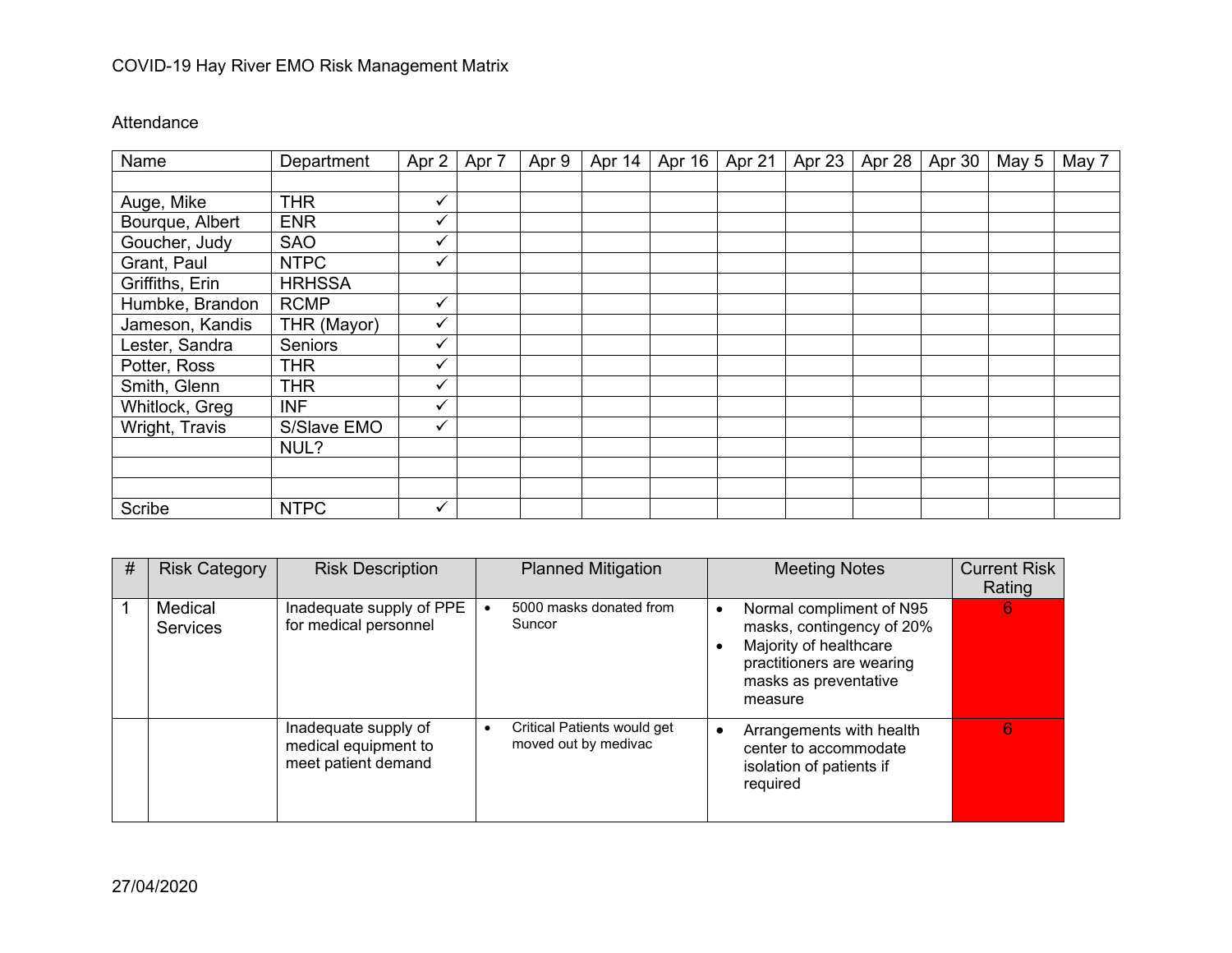COVID-19 Hay River EMO Risk Management Matrix

Attendance

| Name | Department | Apr 2 | Apr 7 | Apr 9 | Apr 14 | Apr 16 | Apr 21 | Apr 23 | Apr 28 | Apr 30 | May 5 | May 7 |
|---|---|---|---|---|---|---|---|---|---|---|---|---|
| | | | | | | | | | | | | |
| Auge, Mike | THR | ✓ | | | | | | | | | | |
| Bourque, Albert | ENR | ✓ | | | | | | | | | | |
| Goucher, Judy | SAO | ✓ | | | | | | | | | | |
| Grant, Paul | NTPC | ✓ | | | | | | | | | | |
| Griffiths, Erin | HRHSSA | | | | | | | | | | | |
| Humbke, Brandon | RCMP | ✓ | | | | | | | | | | |
| Jameson, Kandis | THR (Mayor) | ✓ | | | | | | | | | | |
| Lester, Sandra | Seniors | ✓ | | | | | | | | | | |
| Potter, Ross | THR | ✓ | | | | | | | | | | |
| Smith, Glenn | THR | ✓ | | | | | | | | | | |
| Whitlock, Greg | INF | ✓ | | | | | | | | | | |
| Wright, Travis | S/Slave EMO | ✓ | | | | | | | | | | |
| | NUL? | | | | | | | | | | | |
| | | | | | | | | | | | | |
| | | | | | | | | | | | | |
| Scribe | NTPC | ✓ | | | | | | | | | | |

| # | Risk Category | Risk Description | Planned Mitigation | Meeting Notes | Current Risk Rating |
|---|---|---|---|---|---|
| 1 | Medical Services | Inadequate supply of PPE for medical personnel | • 5000 masks donated from Suncor | • Normal compliment of N95 masks, contingency of 20%<br>• Majority of healthcare practitioners are wearing masks as preventative measure | 6 |
| | | Inadequate supply of medical equipment to meet patient demand | • Critical Patients would get moved out by medivac | • Arrangements with health center to accommodate isolation of patients if required | 6 |

27/04/2020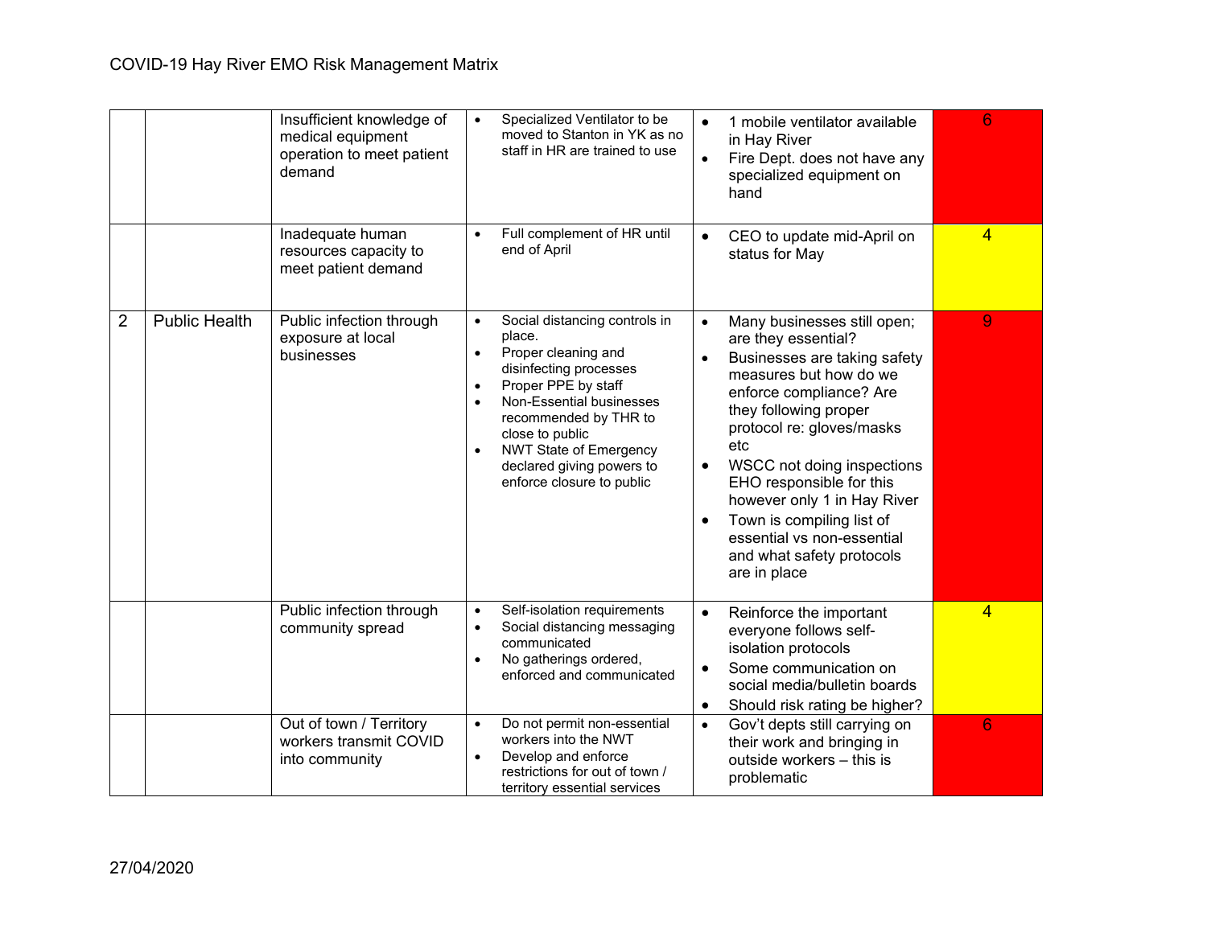| | | | | | |
|---|---|---|---|---|---|
| | | Insufficient knowledge of medical equipment operation to meet patient demand | • Specialized Ventilator to be moved to Stanton in YK as no staff in HR are trained to use | • 1 mobile ventilator available in Hay River<br>• Fire Dept. does not have any specialized equipment on hand | 6 |
| | | Inadequate human resources capacity to meet patient demand | • Full complement of HR until end of April | • CEO to update mid-April on status for May | 4 |
| 2 | Public Health | Public infection through exposure at local businesses | • Social distancing controls in place.<br>• Proper cleaning and disinfecting processes<br>• Proper PPE by staff<br>• Non-Essential businesses recommended by THR to close to public<br>• NWT State of Emergency declared giving powers to enforce closure to public | • Many businesses still open; are they essential?<br>• Businesses are taking safety measures but how do we enforce compliance? Are they following proper protocol re: gloves/masks etc<br>• WSCC not doing inspections EHO responsible for this however only 1 in Hay River<br>• Town is compiling list of essential vs non-essential and what safety protocols are in place | 9 |
| | | Public infection through community spread | • Self-isolation requirements<br>• Social distancing messaging communicated<br>• No gatherings ordered, enforced and communicated | • Reinforce the important everyone follows self-isolation protocols<br>• Some communication on social media/bulletin boards<br>• Should risk rating be higher? | 4 |
| | | Out of town / Territory workers transmit COVID into community | • Do not permit non-essential workers into the NWT<br>• Develop and enforce restrictions for out of town / territory essential services | • Gov't depts still carrying on their work and bringing in outside workers – this is problematic | 6 |

27/04/2020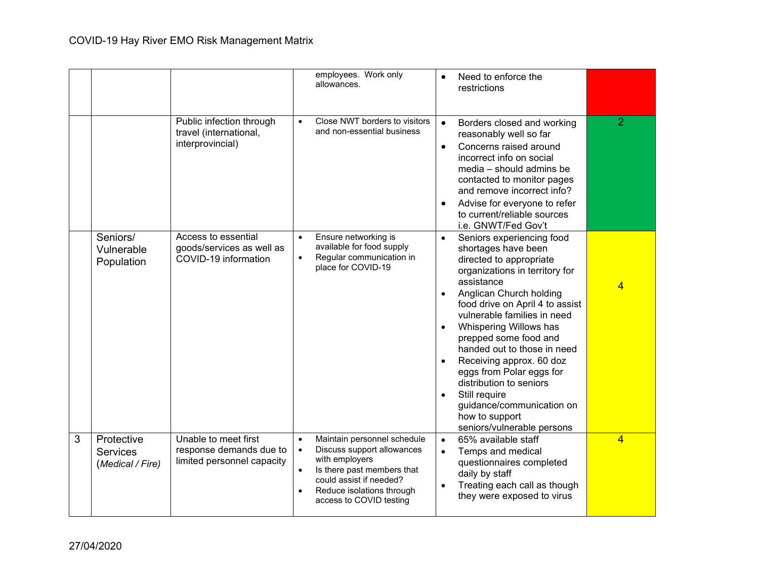| | | | | | |
|---|---|---|---|---|---|
| | | | employees. Work only allowances. | • Need to enforce the restrictions | |
| | | Public infection through travel (international, interprovincial) | • Close NWT borders to visitors and non-essential business | • Borders closed and working reasonably well so far<br>• Concerns raised around incorrect info on social media – should admins be contacted to monitor pages and remove incorrect info?<br>• Advise for everyone to refer to current/reliable sources i.e. GNWT/Fed Gov't | 2 |
| | Seniors/ Vulnerable Population | Access to essential goods/services as well as COVID-19 information | • Ensure networking is available for food supply<br>• Regular communication in place for COVID-19 | • Seniors experiencing food shortages have been directed to appropriate organizations in territory for assistance<br>• Anglican Church holding food drive on April 4 to assist vulnerable families in need<br>• Whispering Willows has prepped some food and handed out to those in need<br>• Receiving approx. 60 doz eggs from Polar eggs for distribution to seniors<br>• Still require guidance/communication on how to support seniors/vulnerable persons | 4 |
| 3 | Protective Services (*Medical / Fire)* | Unable to meet first response demands due to limited personnel capacity | • Maintain personnel schedule<br>• Discuss support allowances with employers<br>• Is there past members that could assist if needed?<br>• Reduce isolations through access to COVID testing | • 65% available staff<br>• Temps and medical questionnaires completed daily by staff<br>• Treating each call as though they were exposed to virus | 4 |

27/04/2020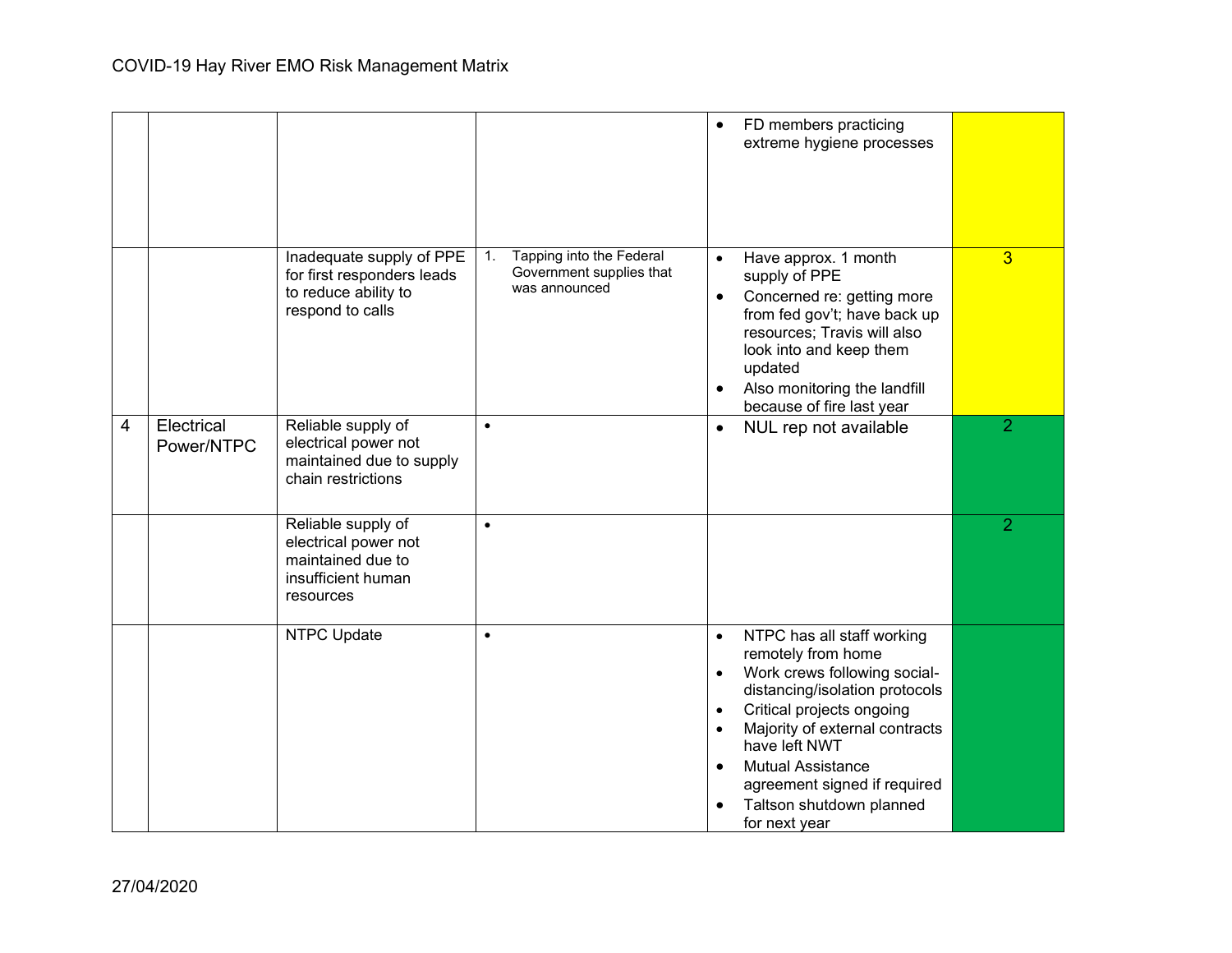| | | | | | |
|---|---|---|---|---|---|
| | | | | • FD members practicing extreme hygiene processes | |
| | | Inadequate supply of PPE for first responders leads to reduce ability to respond to calls | 1. Tapping into the Federal Government supplies that was announced | • Have approx. 1 month supply of PPE<br>• Concerned re: getting more from fed gov't; have back up resources; Travis will also look into and keep them updated<br>• Also monitoring the landfill because of fire last year | 3 |
| 4 | Electrical Power/NTPC | Reliable supply of electrical power not maintained due to supply chain restrictions | • | • NUL rep not available | 2 |
| | | Reliable supply of electrical power not maintained due to insufficient human resources | • | | 2 |
| | | NTPC Update | • | • NTPC has all staff working remotely from home<br>• Work crews following social-distancing/isolation protocols<br>• Critical projects ongoing<br>• Majority of external contracts have left NWT<br>• Mutual Assistance agreement signed if required<br>• Taltson shutdown planned for next year | |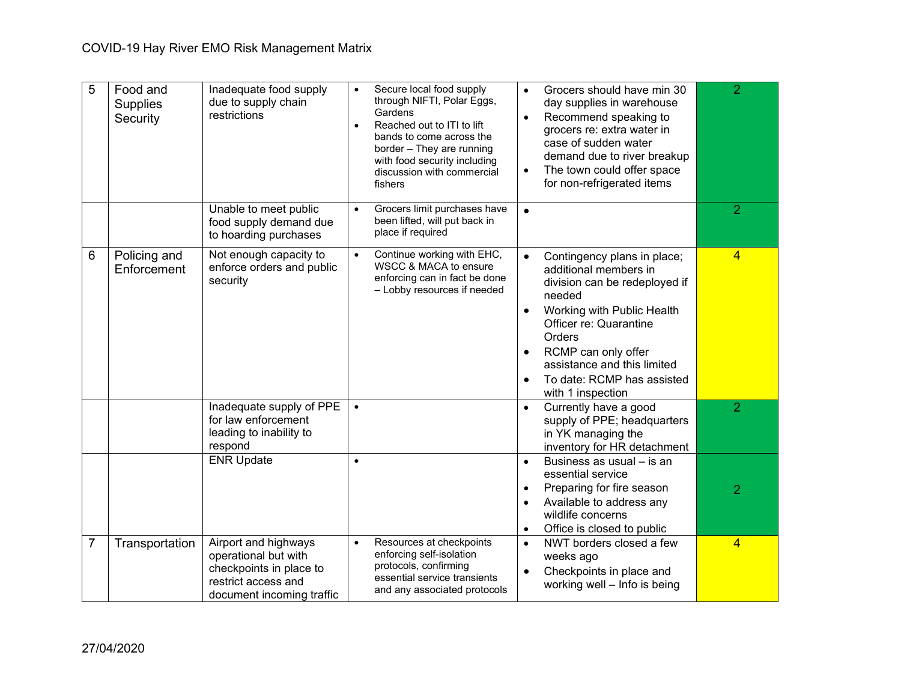| 5 | Food and Supplies Security | Inadequate food supply due to supply chain restrictions | • Secure local food supply through NIFTI, Polar Eggs, Gardens<br>• Reached out to ITI to lift bands to come across the border – They are running with food security including discussion with commercial fishers | • Grocers should have min 30 day supplies in warehouse<br>• Recommend speaking to grocers re: extra water in case of sudden water demand due to river breakup<br>• The town could offer space for non-refrigerated items | 2 |
|---|---|---|---|---|---|
| | | Unable to meet public food supply demand due to hoarding purchases | • Grocers limit purchases have been lifted, will put back in place if required | • | 2 |
| 6 | Policing and Enforcement | Not enough capacity to enforce orders and public security | • Continue working with EHC, WSCC & MACA to ensure enforcing can in fact be done – Lobby resources if needed | • Contingency plans in place; additional members in division can be redeployed if needed<br>• Working with Public Health Officer re: Quarantine Orders<br>• RCMP can only offer assistance and this limited<br>• To date: RCMP has assisted with 1 inspection | 4 |
| | | Inadequate supply of PPE for law enforcement leading to inability to respond | • | • Currently have a good supply of PPE; headquarters in YK managing the inventory for HR detachment | 2 |
| | | ENR Update | • | • Business as usual – is an essential service<br>• Preparing for fire season<br>• Available to address any wildlife concerns<br>• Office is closed to public | 2 |
| 7 | Transportation | Airport and highways operational but with checkpoints in place to restrict access and document incoming traffic | • Resources at checkpoints enforcing self-isolation protocols, confirming essential service transients and any associated protocols | • NWT borders closed a few weeks ago<br>• Checkpoints in place and working well – Info is being | 4 |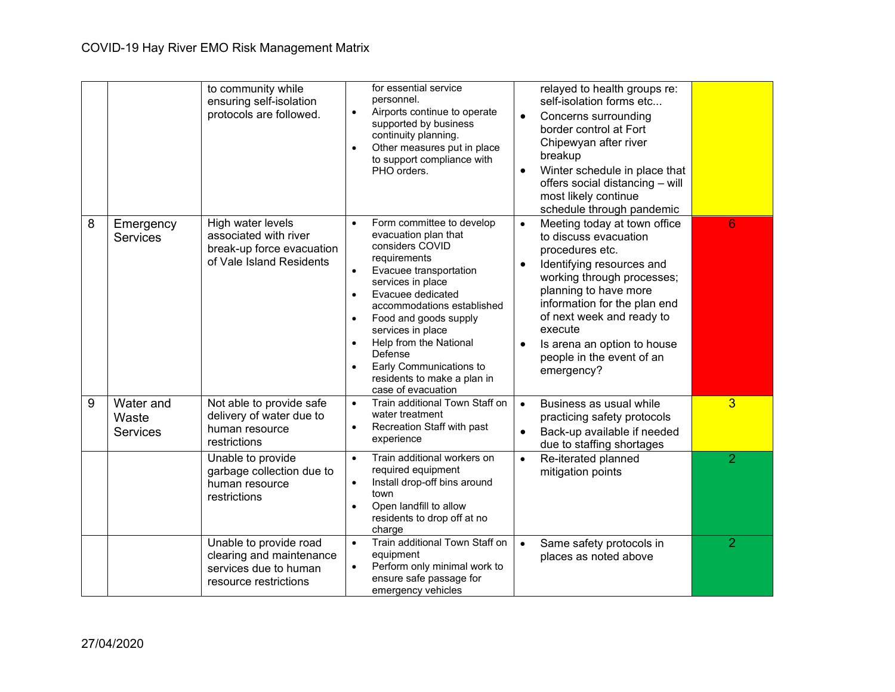| | | | | | |
|---|---|---|---|---|---|
| | | to community while ensuring self-isolation protocols are followed. | for essential service personnel.<br>• Airports continue to operate supported by business continuity planning.<br>• Other measures put in place to support compliance with PHO orders. | relayed to health groups re: self-isolation forms etc...<br>• Concerns surrounding border control at Fort Chipewyan after river breakup<br>• Winter schedule in place that offers social distancing – will most likely continue schedule through pandemic | |
| 8 | Emergency Services | High water levels associated with river break-up force evacuation of Vale Island Residents | • Form committee to develop evacuation plan that considers COVID requirements<br>• Evacuee transportation services in place<br>• Evacuee dedicated accommodations established<br>• Food and goods supply services in place<br>• Help from the National Defense<br>• Early Communications to residents to make a plan in case of evacuation | • Meeting today at town office to discuss evacuation procedures etc.<br>• Identifying resources and working through processes; planning to have more information for the plan end of next week and ready to execute<br>• Is arena an option to house people in the event of an emergency? | 6 |
| 9 | Water and Waste Services | Not able to provide safe delivery of water due to human resource restrictions | • Train additional Town Staff on water treatment<br>• Recreation Staff with past experience | • Business as usual while practicing safety protocols<br>• Back-up available if needed due to staffing shortages | 3 |
| | | Unable to provide garbage collection due to human resource restrictions | • Train additional workers on required equipment<br>• Install drop-off bins around town<br>• Open landfill to allow residents to drop off at no charge | • Re-iterated planned mitigation points | 2 |
| | | Unable to provide road clearing and maintenance services due to human resource restrictions | • Train additional Town Staff on equipment<br>• Perform only minimal work to ensure safe passage for emergency vehicles | • Same safety protocols in places as noted above | 2 |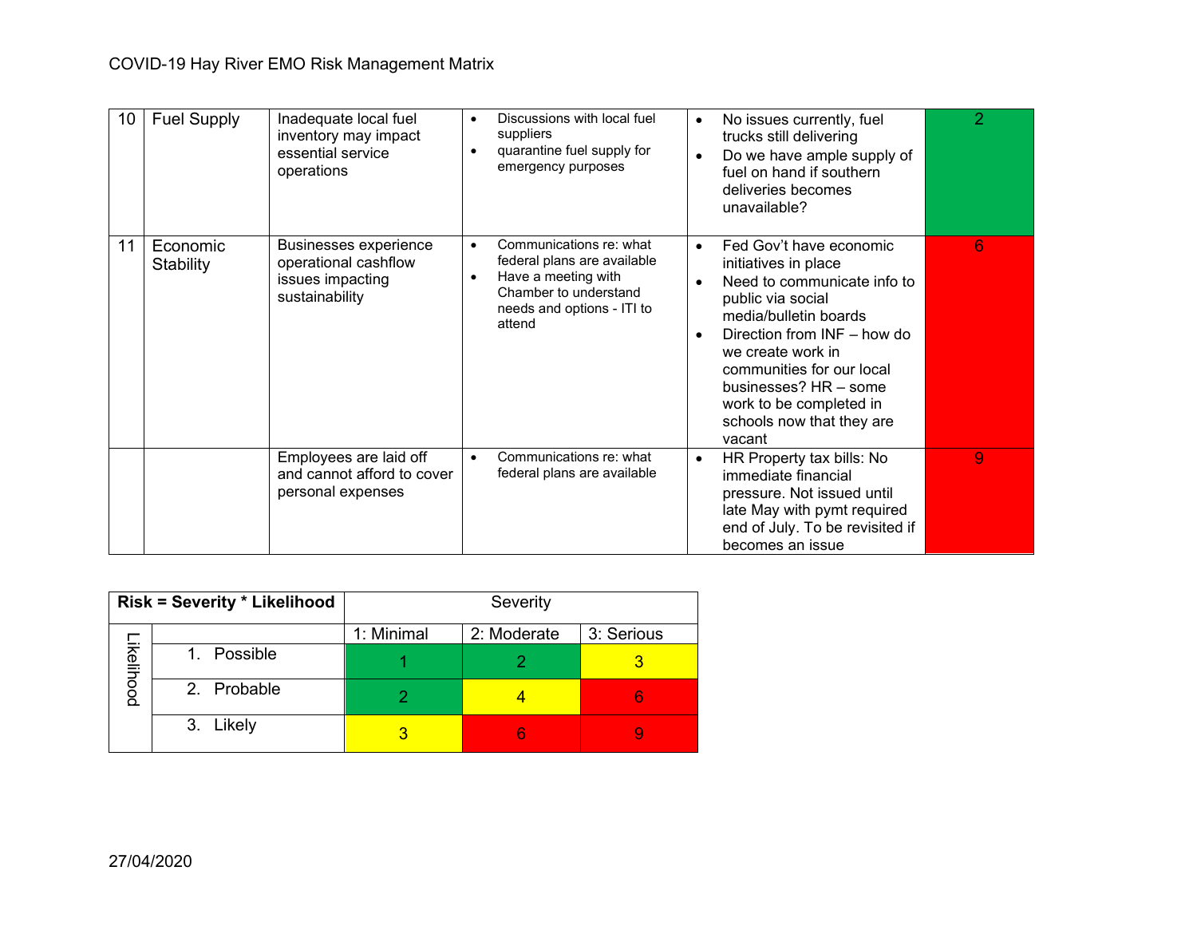COVID-19 Hay River EMO Risk Management Matrix

| | | | | | |
|---|---|---|---|---|---|
| 10 | Fuel Supply | Inadequate local fuel inventory may impact essential service operations | • Discussions with local fuel suppliers<br>• quarantine fuel supply for emergency purposes | • No issues currently, fuel trucks still delivering<br>• Do we have ample supply of fuel on hand if southern deliveries becomes unavailable? | 2 |
| 11 | Economic Stability | Businesses experience operational cashflow issues impacting sustainability | • Communications re: what federal plans are available<br>• Have a meeting with Chamber to understand needs and options - ITI to attend | • Fed Gov't have economic initiatives in place<br>• Need to communicate info to public via social media/bulletin boards<br>• Direction from INF – how do we create work in communities for our local businesses? HR – some work to be completed in schools now that they are vacant | 6 |
| | | Employees are laid off and cannot afford to cover personal expenses | • Communications re: what federal plans are available | • HR Property tax bills: No immediate financial pressure. Not issued until late May with pymt required end of July. To be revisited if becomes an issue | 9 |

| **Risk = Severity * Likelihood** | | Severity | | |
|---|---|---|---|---|
| | | 1: Minimal | 2: Moderate | 3: Serious |
| Likelihood | 1. Possible | 1 | 2 | 3 |
| | 2. Probable | 2 | 4 | 6 |
| | 3. Likely | 3 | 6 | 9 |

27/04/2020